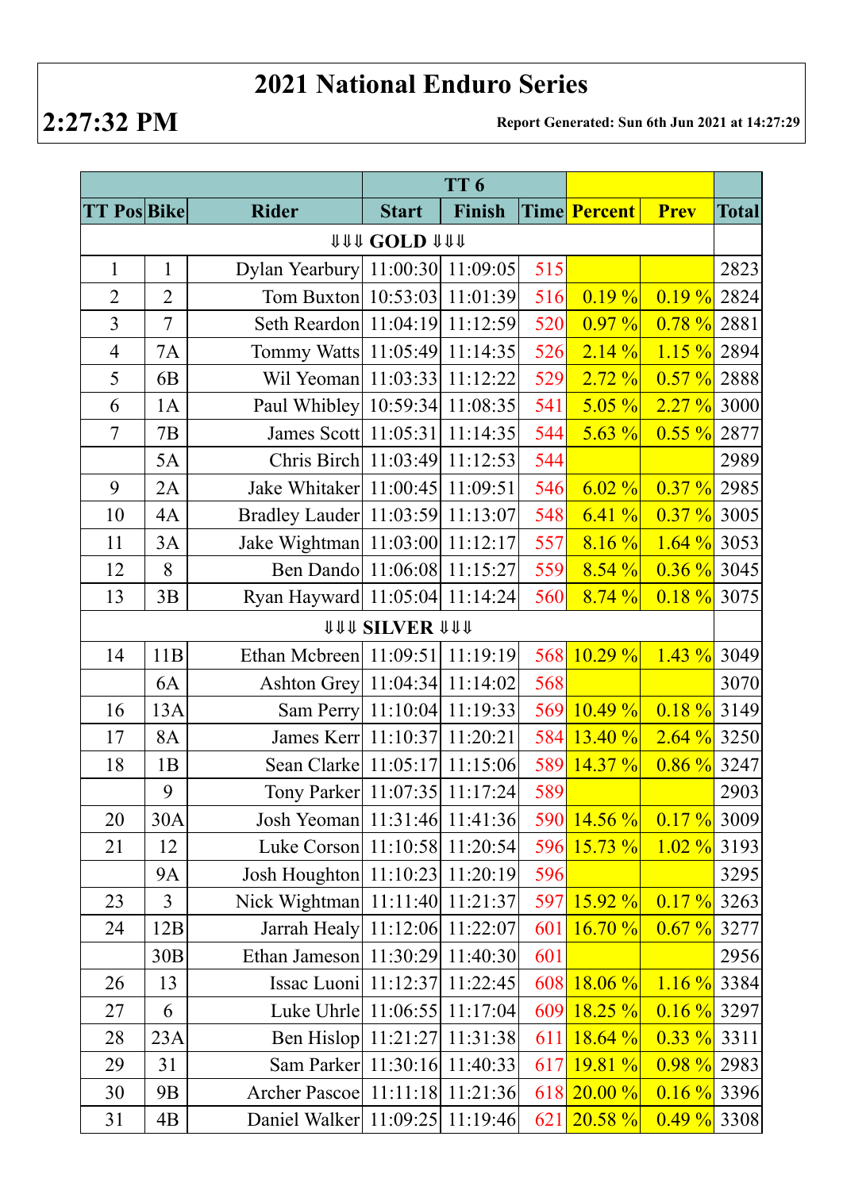# 2021 National Enduro Series

**2:27:32 PM**

**Report Generated: Sun 6th Jun 2021 at 14:27:29**

| | | | TT 6 | | | | | |
|---|---|---|---|---|---|---|---|---|
| TT Pos | Bike | Rider | Start | Finish | Time | Percent | Prev | Total |
| ⇓⇓⇓ GOLD ⇓⇓⇓ | | | | | | | | |
| 1 | 1 | Dylan Yearbury | 11:00:30 | 11:09:05 | 515 | | | 2823 |
| 2 | 2 | Tom Buxton | 10:53:03 | 11:01:39 | 516 | 0.19 % | 0.19 % | 2824 |
| 3 | 7 | Seth Reardon | 11:04:19 | 11:12:59 | 520 | 0.97 % | 0.78 % | 2881 |
| 4 | 7A | Tommy Watts | 11:05:49 | 11:14:35 | 526 | 2.14 % | 1.15 % | 2894 |
| 5 | 6B | Wil Yeoman | 11:03:33 | 11:12:22 | 529 | 2.72 % | 0.57 % | 2888 |
| 6 | 1A | Paul Whibley | 10:59:34 | 11:08:35 | 541 | 5.05 % | 2.27 % | 3000 |
| 7 | 7B | James Scott | 11:05:31 | 11:14:35 | 544 | 5.63 % | 0.55 % | 2877 |
| | 5A | Chris Birch | 11:03:49 | 11:12:53 | 544 | | | 2989 |
| 9 | 2A | Jake Whitaker | 11:00:45 | 11:09:51 | 546 | 6.02 % | 0.37 % | 2985 |
| 10 | 4A | Bradley Lauder | 11:03:59 | 11:13:07 | 548 | 6.41 % | 0.37 % | 3005 |
| 11 | 3A | Jake Wightman | 11:03:00 | 11:12:17 | 557 | 8.16 % | 1.64 % | 3053 |
| 12 | 8 | Ben Dando | 11:06:08 | 11:15:27 | 559 | 8.54 % | 0.36 % | 3045 |
| 13 | 3B | Ryan Hayward | 11:05:04 | 11:14:24 | 560 | 8.74 % | 0.18 % | 3075 |
| ⇓⇓⇓ SILVER ⇓⇓⇓ | | | | | | | | |
| 14 | 11B | Ethan Mcbreen | 11:09:51 | 11:19:19 | 568 | 10.29 % | 1.43 % | 3049 |
| | 6A | Ashton Grey | 11:04:34 | 11:14:02 | 568 | | | 3070 |
| 16 | 13A | Sam Perry | 11:10:04 | 11:19:33 | 569 | 10.49 % | 0.18 % | 3149 |
| 17 | 8A | James Kerr | 11:10:37 | 11:20:21 | 584 | 13.40 % | 2.64 % | 3250 |
| 18 | 1B | Sean Clarke | 11:05:17 | 11:15:06 | 589 | 14.37 % | 0.86 % | 3247 |
| | 9 | Tony Parker | 11:07:35 | 11:17:24 | 589 | | | 2903 |
| 20 | 30A | Josh Yeoman | 11:31:46 | 11:41:36 | 590 | 14.56 % | 0.17 % | 3009 |
| 21 | 12 | Luke Corson | 11:10:58 | 11:20:54 | 596 | 15.73 % | 1.02 % | 3193 |
| | 9A | Josh Houghton | 11:10:23 | 11:20:19 | 596 | | | 3295 |
| 23 | 3 | Nick Wightman | 11:11:40 | 11:21:37 | 597 | 15.92 % | 0.17 % | 3263 |
| 24 | 12B | Jarrah Healy | 11:12:06 | 11:22:07 | 601 | 16.70 % | 0.67 % | 3277 |
| | 30B | Ethan Jameson | 11:30:29 | 11:40:30 | 601 | | | 2956 |
| 26 | 13 | Issac Luoni | 11:12:37 | 11:22:45 | 608 | 18.06 % | 1.16 % | 3384 |
| 27 | 6 | Luke Uhrle | 11:06:55 | 11:17:04 | 609 | 18.25 % | 0.16 % | 3297 |
| 28 | 23A | Ben Hislop | 11:21:27 | 11:31:38 | 611 | 18.64 % | 0.33 % | 3311 |
| 29 | 31 | Sam Parker | 11:30:16 | 11:40:33 | 617 | 19.81 % | 0.98 % | 2983 |
| 30 | 9B | Archer Pascoe | 11:11:18 | 11:21:36 | 618 | 20.00 % | 0.16 % | 3396 |
| 31 | 4B | Daniel Walker | 11:09:25 | 11:19:46 | 621 | 20.58 % | 0.49 % | 3308 |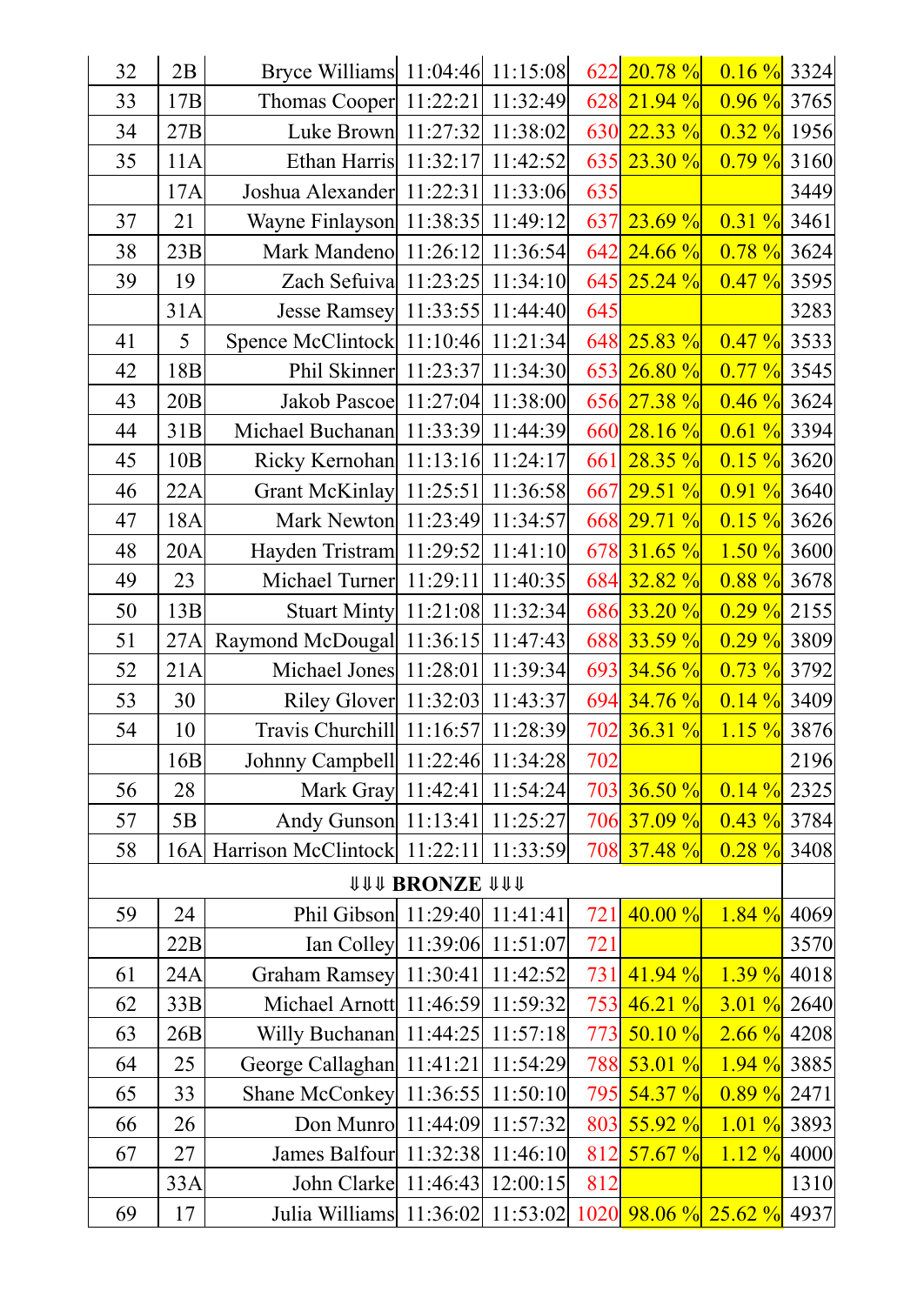| | | | | | | | | |
|---|---|---|---|---|---|---|---|---|
| 32 | 2B | Bryce Williams | 11:04:46 | 11:15:08 | 622 | 20.78 % | 0.16 % | 3324 |
| 33 | 17B | Thomas Cooper | 11:22:21 | 11:32:49 | 628 | 21.94 % | 0.96 % | 3765 |
| 34 | 27B | Luke Brown | 11:27:32 | 11:38:02 | 630 | 22.33 % | 0.32 % | 1956 |
| 35 | 11A | Ethan Harris | 11:32:17 | 11:42:52 | 635 | 23.30 % | 0.79 % | 3160 |
| | 17A | Joshua Alexander | 11:22:31 | 11:33:06 | 635 | | | 3449 |
| 37 | 21 | Wayne Finlayson | 11:38:35 | 11:49:12 | 637 | 23.69 % | 0.31 % | 3461 |
| 38 | 23B | Mark Mandeno | 11:26:12 | 11:36:54 | 642 | 24.66 % | 0.78 % | 3624 |
| 39 | 19 | Zach Sefuiva | 11:23:25 | 11:34:10 | 645 | 25.24 % | 0.47 % | 3595 |
| | 31A | Jesse Ramsey | 11:33:55 | 11:44:40 | 645 | | | 3283 |
| 41 | 5 | Spence McClintock | 11:10:46 | 11:21:34 | 648 | 25.83 % | 0.47 % | 3533 |
| 42 | 18B | Phil Skinner | 11:23:37 | 11:34:30 | 653 | 26.80 % | 0.77 % | 3545 |
| 43 | 20B | Jakob Pascoe | 11:27:04 | 11:38:00 | 656 | 27.38 % | 0.46 % | 3624 |
| 44 | 31B | Michael Buchanan | 11:33:39 | 11:44:39 | 660 | 28.16 % | 0.61 % | 3394 |
| 45 | 10B | Ricky Kernohan | 11:13:16 | 11:24:17 | 661 | 28.35 % | 0.15 % | 3620 |
| 46 | 22A | Grant McKinlay | 11:25:51 | 11:36:58 | 667 | 29.51 % | 0.91 % | 3640 |
| 47 | 18A | Mark Newton | 11:23:49 | 11:34:57 | 668 | 29.71 % | 0.15 % | 3626 |
| 48 | 20A | Hayden Tristram | 11:29:52 | 11:41:10 | 678 | 31.65 % | 1.50 % | 3600 |
| 49 | 23 | Michael Turner | 11:29:11 | 11:40:35 | 684 | 32.82 % | 0.88 % | 3678 |
| 50 | 13B | Stuart Minty | 11:21:08 | 11:32:34 | 686 | 33.20 % | 0.29 % | 2155 |
| 51 | 27A | Raymond McDougal | 11:36:15 | 11:47:43 | 688 | 33.59 % | 0.29 % | 3809 |
| 52 | 21A | Michael Jones | 11:28:01 | 11:39:34 | 693 | 34.56 % | 0.73 % | 3792 |
| 53 | 30 | Riley Glover | 11:32:03 | 11:43:37 | 694 | 34.76 % | 0.14 % | 3409 |
| 54 | 10 | Travis Churchill | 11:16:57 | 11:28:39 | 702 | 36.31 % | 1.15 % | 3876 |
| | 16B | Johnny Campbell | 11:22:46 | 11:34:28 | 702 | | | 2196 |
| 56 | 28 | Mark Gray | 11:42:41 | 11:54:24 | 703 | 36.50 % | 0.14 % | 2325 |
| 57 | 5B | Andy Gunson | 11:13:41 | 11:25:27 | 706 | 37.09 % | 0.43 % | 3784 |
| 58 | 16A | Harrison McClintock | 11:22:11 | 11:33:59 | 708 | 37.48 % | 0.28 % | 3408 |
| | | **⇓⇓⇓ BRONZE ⇓⇓⇓** | | | | | | |
| 59 | 24 | Phil Gibson | 11:29:40 | 11:41:41 | 721 | 40.00 % | 1.84 % | 4069 |
| | 22B | Ian Colley | 11:39:06 | 11:51:07 | 721 | | | 3570 |
| 61 | 24A | Graham Ramsey | 11:30:41 | 11:42:52 | 731 | 41.94 % | 1.39 % | 4018 |
| 62 | 33B | Michael Arnott | 11:46:59 | 11:59:32 | 753 | 46.21 % | 3.01 % | 2640 |
| 63 | 26B | Willy Buchanan | 11:44:25 | 11:57:18 | 773 | 50.10 % | 2.66 % | 4208 |
| 64 | 25 | George Callaghan | 11:41:21 | 11:54:29 | 788 | 53.01 % | 1.94 % | 3885 |
| 65 | 33 | Shane McConkey | 11:36:55 | 11:50:10 | 795 | 54.37 % | 0.89 % | 2471 |
| 66 | 26 | Don Munro | 11:44:09 | 11:57:32 | 803 | 55.92 % | 1.01 % | 3893 |
| 67 | 27 | James Balfour | 11:32:38 | 11:46:10 | 812 | 57.67 % | 1.12 % | 4000 |
| | 33A | John Clarke | 11:46:43 | 12:00:15 | 812 | | | 1310 |
| 69 | 17 | Julia Williams | 11:36:02 | 11:53:02 | 1020 | 98.06 % | 25.62 % | 4937 |